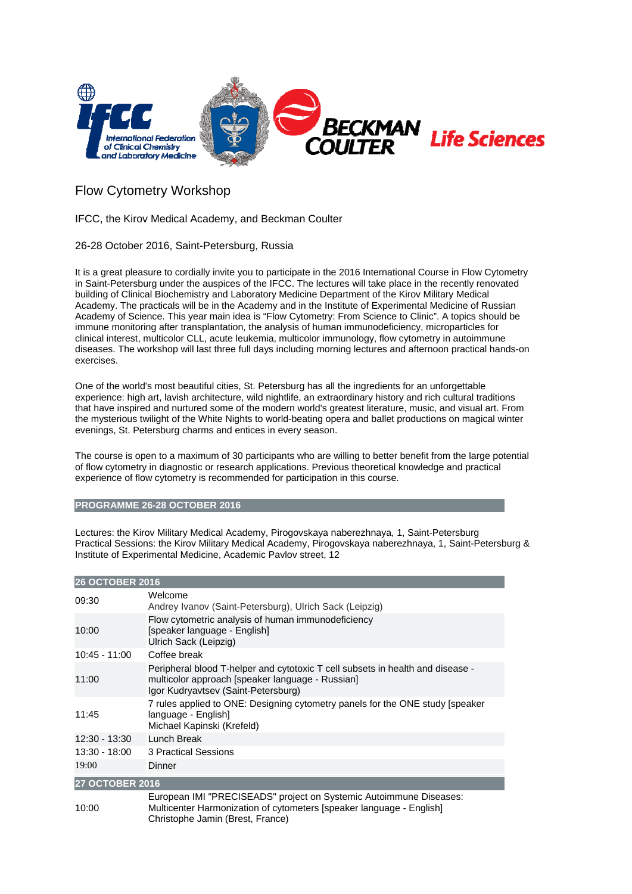# Flow Cytometry Workshop

IFCC, the Kirov Medical Academy, and Beckman Coulter

26-28 October 2016, Saint-Petersburg, Russia

It is a great pleasure to cordially invite you to participate in the 2016 International Course in Flow Cytometry in Saint-Petersburg under the auspices of the IFCC. The lectures will take place in the recently renovated building of Clinical Biochemistry and Laboratory Medicine Department of the Kirov Military Medical Academy. The practicals will be in the Academy and in the Institute of Experimental Medicine of Russian Academy of Science. This year main idea is "Flow Cytometry: From Science to Clinic". A topics should be immune monitoring after transplantation, the analysis of human immunodeficiency, microparticles for clinical interest, multicolor CLL, acute leukemia, multicolor immunology, flow cytometry in autoimmune diseases. The workshop will last three full days including morning lectures and afternoon practical hands-on exercises.

One of the world's most beautiful cities, St. Petersburg has all the ingredients for an unforgettable experience: high art, lavish architecture, wild nightlife, an extraordinary history and rich cultural traditions that have inspired and nurtured some of the modern world's greatest literature, music, and visual art. From the mysterious twilight of the White Nights to world-beating opera and ballet productions on magical winter evenings, St. Petersburg charms and entices in every season.

The course is open to a maximum of 30 participants who are willing to better benefit from the large potential of flow cytometry in diagnostic or research applications. Previous theoretical knowledge and practical experience of flow cytometry is recommended for participation in this course.

## PROGRAMME 26-28 OCTOBER 2016

Lectures: the Kirov Military Medical Academy, Pirogovskaya naberezhnaya, 1, Saint-Petersburg
Practical Sessions: the Kirov Military Medical Academy, Pirogovskaya naberezhnaya, 1, Saint-Petersburg & Institute of Experimental Medicine, Academic Pavlov street, 12

| 26 OCTOBER 2016 | |
|---|---|
| 09:30 | Welcome<br>Andrey Ivanov (Saint-Petersburg), Ulrich Sack (Leipzig) |
| 10:00 | Flow cytometric analysis of human immunodeficiency [speaker language - English]<br>Ulrich Sack (Leipzig) |
| 10:45 - 11:00 | Coffee break |
| 11:00 | Peripheral blood T-helper and cytotoxic T cell subsets in health and disease - multicolor approach [speaker language - Russian]<br>Igor Kudryavtsev (Saint-Petersburg) |
| 11:45 | 7 rules applied to ONE: Designing cytometry panels for the ONE study [speaker language - English]<br>Michael Kapinski (Krefeld) |
| 12:30 - 13:30 | Lunch Break |
| 13:30 - 18:00 | 3 Practical Sessions |
| 19:00 | Dinner |

| 27 OCTOBER 2016 | |
|---|---|
| 10:00 | European IMI "PRECISEADS" project on Systemic Autoimmune Diseases: Multicenter Harmonization of cytometers [speaker language - English]<br>Christophe Jamin (Brest, France) |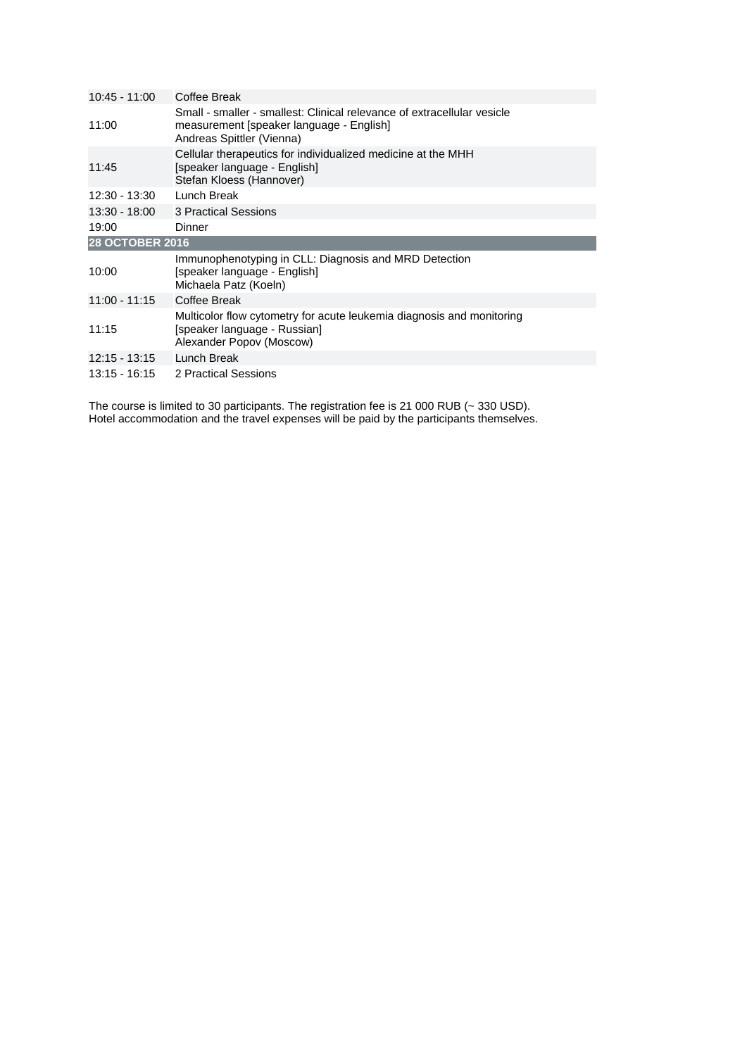| | |
|---|---|
| 10:45 - 11:00 | Coffee Break |
| 11:00 | Small - smaller - smallest: Clinical relevance of extracellular vesicle measurement [speaker language - English]<br>Andreas Spittler (Vienna) |
| 11:45 | Cellular therapeutics for individualized medicine at the MHH<br>[speaker language - English]<br>Stefan Kloess (Hannover) |
| 12:30 - 13:30 | Lunch Break |
| 13:30 - 18:00 | 3 Practical Sessions |
| 19:00 | Dinner |
| **28 OCTOBER 2016** | |
| 10:00 | Immunophenotyping in CLL: Diagnosis and MRD Detection<br>[speaker language - English]<br>Michaela Patz (Koeln) |
| 11:00 - 11:15 | Coffee Break |
| 11:15 | Multicolor flow cytometry for acute leukemia diagnosis and monitoring<br>[speaker language - Russian]<br>Alexander Popov (Moscow) |
| 12:15 - 13:15 | Lunch Break |
| 13:15 - 16:15 | 2 Practical Sessions |

The course is limited to 30 participants. The registration fee is 21 000 RUB (~ 330 USD).
Hotel accommodation and the travel expenses will be paid by the participants themselves.